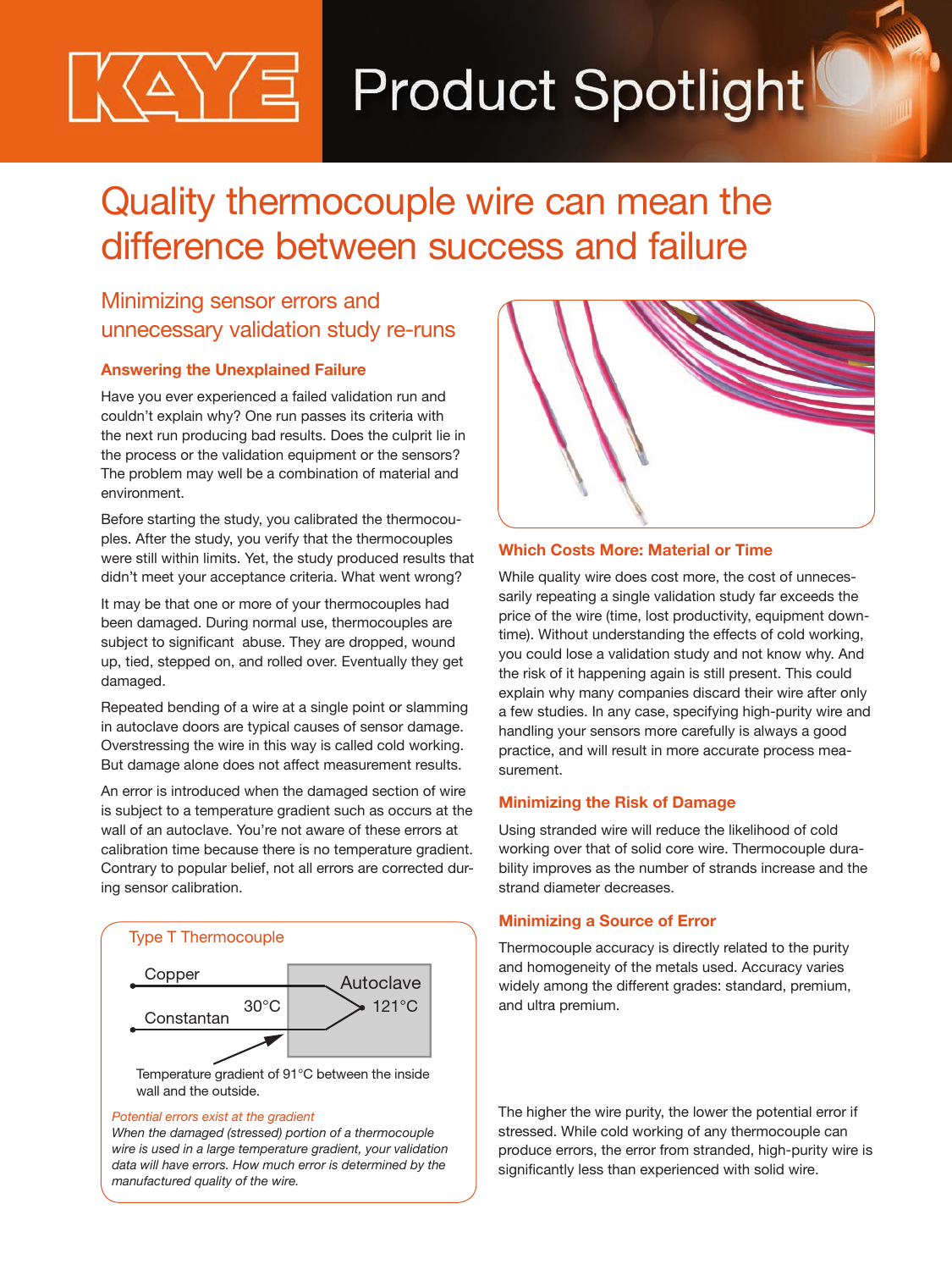# Product Spotlight

# Quality thermocouple wire can mean the difference between success and failure

## Minimizing sensor errors and unnecessary validation study re-runs

### Answering the Unexplained Failure

Have you ever experienced a failed validation run and couldn't explain why? One run passes its criteria with the next run producing bad results. Does the culprit lie in the process or the validation equipment or the sensors? The problem may well be a combination of material and environment.

Before starting the study, you calibrated the thermocouples. After the study, you verify that the thermocouples were still within limits. Yet, the study produced results that didn't meet your acceptance criteria. What went wrong?

It may be that one or more of your thermocouples had been damaged. During normal use, thermocouples are subject to significant abuse. They are dropped, wound up, tied, stepped on, and rolled over. Eventually they get damaged.

Repeated bending of a wire at a single point or slamming in autoclave doors are typical causes of sensor damage. Overstressing the wire in this way is called cold working. But damage alone does not affect measurement results.

An error is introduced when the damaged section of wire is subject to a temperature gradient such as occurs at the wall of an autoclave. You're not aware of these errors at calibration time because there is no temperature gradient. Contrary to popular belief, not all errors are corrected during sensor calibration.

Type T Thermocouple

Copper

Constantan

30°C

Autoclave

121°C

Temperature gradient of 91°C between the inside wall and the outside.

*Potential errors exist at the gradient*

*When the damaged (stressed) portion of a thermocouple wire is used in a large temperature gradient, your validation data will have errors. How much error is determined by the manufactured quality of the wire.*

### Which Costs More: Material or Time

While quality wire does cost more, the cost of unnecessarily repeating a single validation study far exceeds the price of the wire (time, lost productivity, equipment downtime). Without understanding the effects of cold working, you could lose a validation study and not know why. And the risk of it happening again is still present. This could explain why many companies discard their wire after only a few studies. In any case, specifying high-purity wire and handling your sensors more carefully is always a good practice, and will result in more accurate process measurement.

### Minimizing the Risk of Damage

Using stranded wire will reduce the likelihood of cold working over that of solid core wire. Thermocouple durability improves as the number of strands increase and the strand diameter decreases.

### Minimizing a Source of Error

Thermocouple accuracy is directly related to the purity and homogeneity of the metals used. Accuracy varies widely among the different grades: standard, premium, and ultra premium.

The higher the wire purity, the lower the potential error if stressed. While cold working of any thermocouple can produce errors, the error from stranded, high-purity wire is significantly less than experienced with solid wire.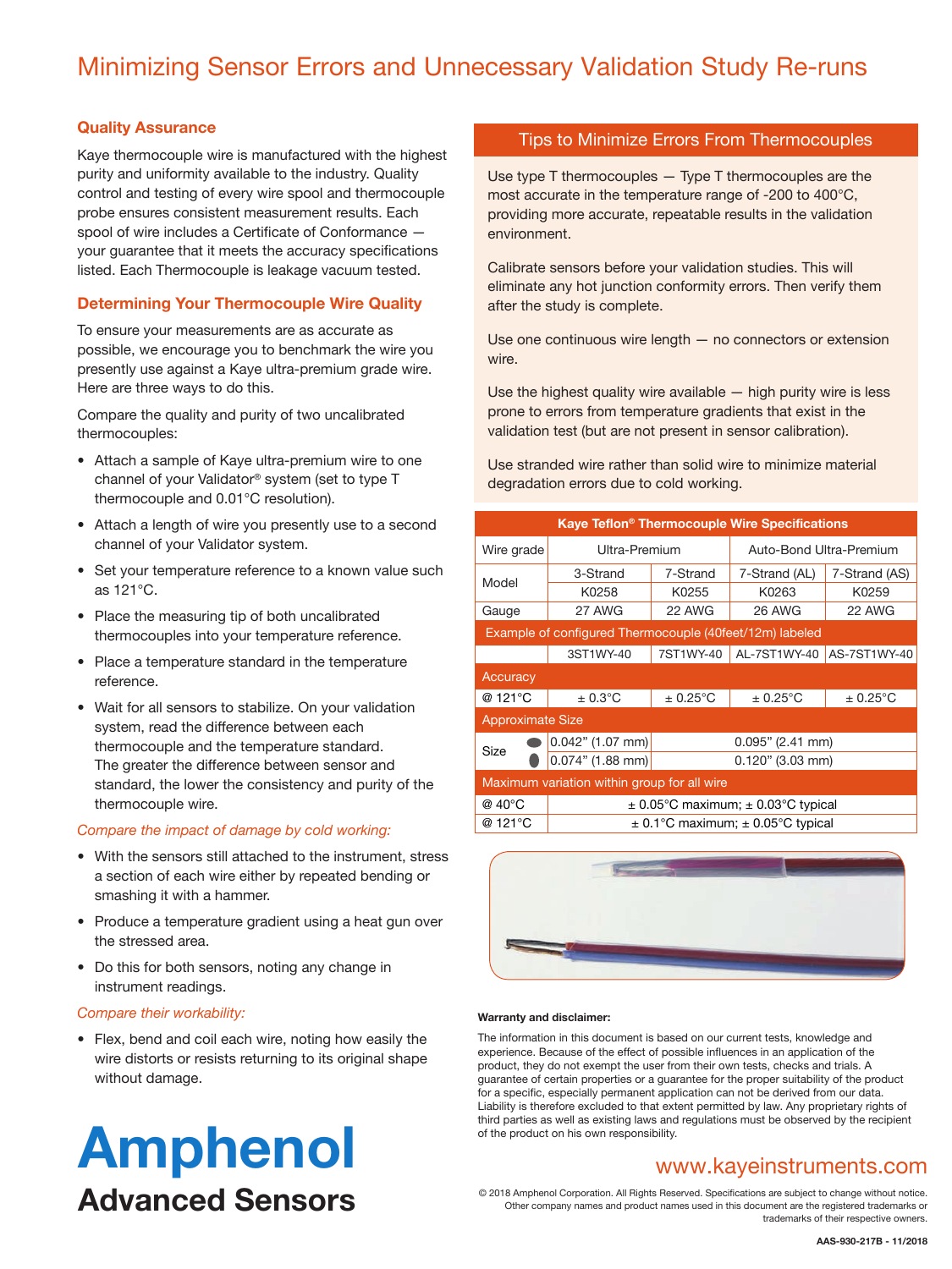# Minimizing Sensor Errors and Unnecessary Validation Study Re-runs

## Quality Assurance

Kaye thermocouple wire is manufactured with the highest purity and uniformity available to the industry. Quality control and testing of every wire spool and thermocouple probe ensures consistent measurement results. Each spool of wire includes a Certificate of Conformance — your guarantee that it meets the accuracy specifications listed. Each Thermocouple is leakage vacuum tested.

## Determining Your Thermocouple Wire Quality

To ensure your measurements are as accurate as possible, we encourage you to benchmark the wire you presently use against a Kaye ultra-premium grade wire. Here are three ways to do this.

Compare the quality and purity of two uncalibrated thermocouples:

- Attach a sample of Kaye ultra-premium wire to one channel of your Validator® system (set to type T thermocouple and 0.01°C resolution).
- Attach a length of wire you presently use to a second channel of your Validator system.
- Set your temperature reference to a known value such as 121°C.
- Place the measuring tip of both uncalibrated thermocouples into your temperature reference.
- Place a temperature standard in the temperature reference.
- Wait for all sensors to stabilize. On your validation system, read the difference between each thermocouple and the temperature standard. The greater the difference between sensor and standard, the lower the consistency and purity of the thermocouple wire.

*Compare the impact of damage by cold working:*

- With the sensors still attached to the instrument, stress a section of each wire either by repeated bending or smashing it with a hammer.
- Produce a temperature gradient using a heat gun over the stressed area.
- Do this for both sensors, noting any change in instrument readings.

*Compare their workability:*

- Flex, bend and coil each wire, noting how easily the wire distorts or resists returning to its original shape without damage.

## Tips to Minimize Errors From Thermocouples

Use type T thermocouples — Type T thermocouples are the most accurate in the temperature range of -200 to 400°C, providing more accurate, repeatable results in the validation environment.

Calibrate sensors before your validation studies. This will eliminate any hot junction conformity errors. Then verify them after the study is complete.

Use one continuous wire length — no connectors or extension wire.

Use the highest quality wire available — high purity wire is less prone to errors from temperature gradients that exist in the validation test (but are not present in sensor calibration).

Use stranded wire rather than solid wire to minimize material degradation errors due to cold working.

**Kaye Teflon® Thermocouple Wire Specifications**

| Wire grade | Ultra-Premium | | Auto-Bond Ultra-Premium | |
|---|---|---|---|---|
| Model | 3-Strand K0258 | 7-Strand K0255 | 7-Strand (AL) K0263 | 7-Strand (AS) K0259 |
| Gauge | 27 AWG | 22 AWG | 26 AWG | 22 AWG |
| **Example of configured Thermocouple (40feet/12m) labeled** | | | | |
| | 3ST1WY-40 | 7ST1WY-40 | AL-7ST1WY-40 | AS-7ST1WY-40 |
| **Accuracy** | | | | |
| @ 121°C | ± 0.3°C | ± 0.25°C | ± 0.25°C | ± 0.25°C |
| **Approximate Size** | | | | |
| Size | 0.042" (1.07 mm) | 0.095" (2.41 mm) | | |
| | 0.074" (1.88 mm) | 0.120" (3.03 mm) | | |
| **Maximum variation within group for all wire** | | | | |
| @ 40°C | ± 0.05°C maximum; ± 0.03°C typical | | | |
| @ 121°C | ± 0.1°C maximum; ± 0.05°C typical | | | |

**Warranty and disclaimer:**

The information in this document is based on our current tests, knowledge and experience. Because of the effect of possible influences in an application of the product, they do not exempt the user from their own tests, checks and trials. A guarantee of certain properties or a guarantee for the proper suitability of the product for a specific, especially permanent application can not be derived from our data. Liability is therefore excluded to that extent permitted by law. Any proprietary rights of third parties as well as existing laws and regulations must be observed by the recipient of the product on his own responsibility.

**Amphenol**
**Advanced Sensors**

www.kayeinstruments.com

© 2018 Amphenol Corporation. All Rights Reserved. Specifications are subject to change without notice. Other company names and product names used in this document are the registered trademarks or trademarks of their respective owners.

AAS-930-217B - 11/2018